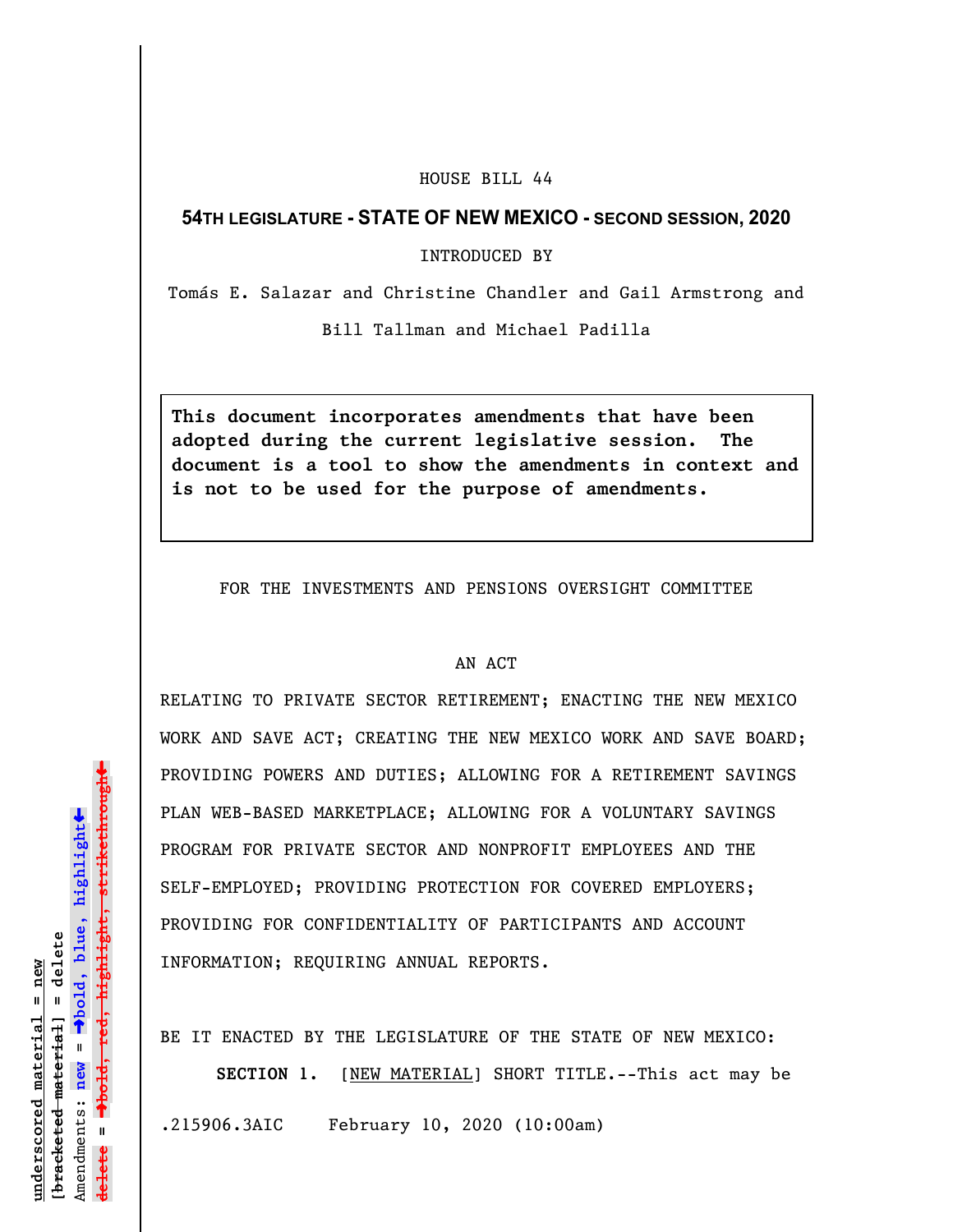HOUSE BILL 44

**54TH LEGISLATURE - STATE OF NEW MEXICO - SECOND SESSION, 2020**

INTRODUCED BY

Tomás E. Salazar and Christine Chandler and Gail Armstrong and Bill Tallman and Michael Padilla

**This document incorporates amendments that have been adopted during the current legislative session. The document is a tool to show the amendments in context and is not to be used for the purpose of amendments.**

FOR THE INVESTMENTS AND PENSIONS OVERSIGHT COMMITTEE

AN ACT

RELATING TO PRIVATE SECTOR RETIREMENT; ENACTING THE NEW MEXICO WORK AND SAVE ACT; CREATING THE NEW MEXICO WORK AND SAVE BOARD; PROVIDING POWERS AND DUTIES; ALLOWING FOR A RETIREMENT SAVINGS PLAN WEB-BASED MARKETPLACE; ALLOWING FOR A VOLUNTARY SAVINGS PROGRAM FOR PRIVATE SECTOR AND NONPROFIT EMPLOYEES AND THE SELF-EMPLOYED; PROVIDING PROTECTION FOR COVERED EMPLOYERS; PROVIDING FOR CONFIDENTIALITY OF PARTICIPANTS AND ACCOUNT INFORMATION; REQUIRING ANNUAL REPORTS.

BE IT ENACTED BY THE LEGISLATURE OF THE STATE OF NEW MEXICO:

**SECTION 1.** [NEW MATERIAL] SHORT TITLE.--This act may be

.215906.3AIC February 10, 2020 (10:00am)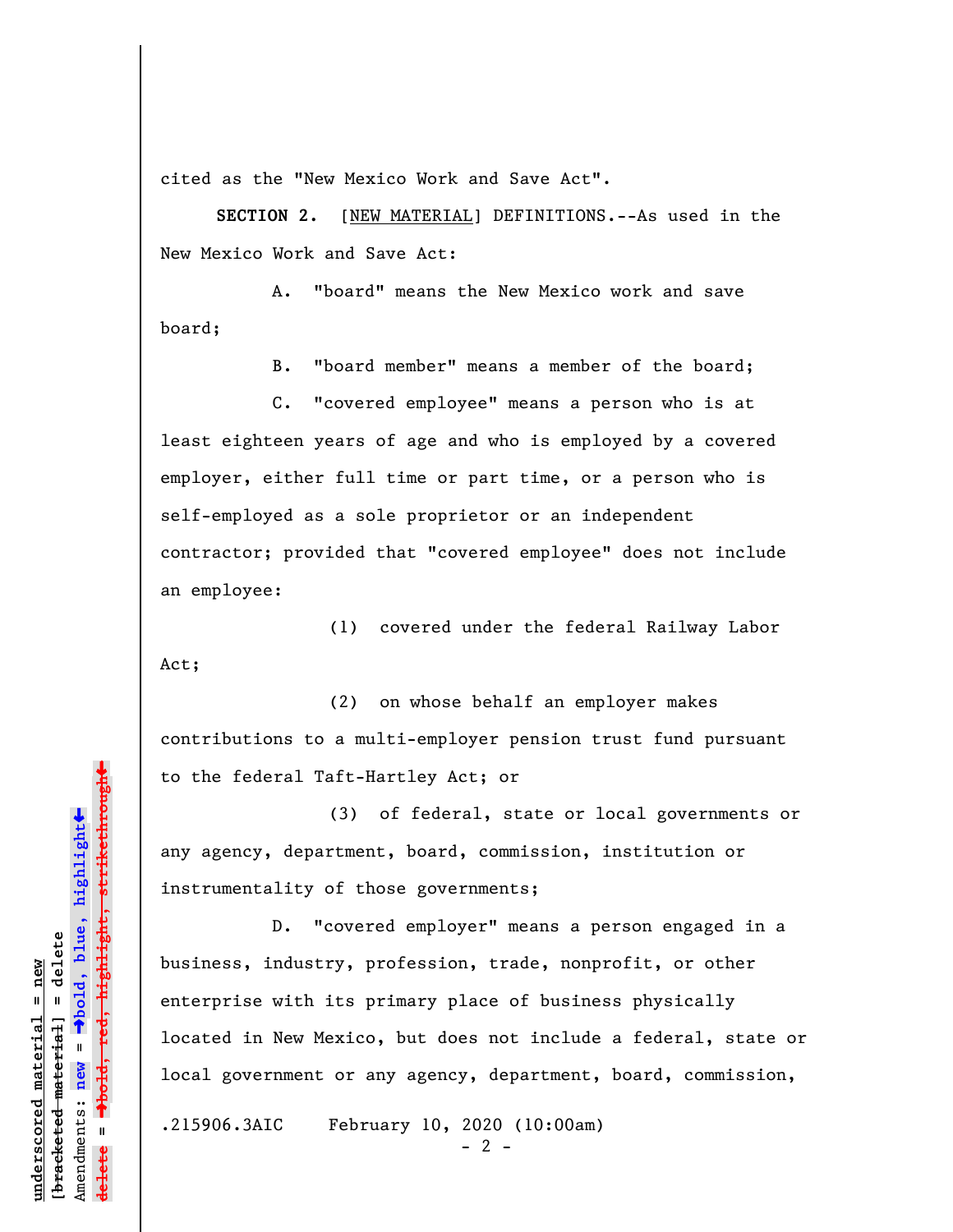cited as the "New Mexico Work and Save Act".

**SECTION 2.** [NEW MATERIAL] DEFINITIONS.--As used in the New Mexico Work and Save Act:

A. "board" means the New Mexico work and save board;

B. "board member" means a member of the board;

C. "covered employee" means a person who is at least eighteen years of age and who is employed by a covered employer, either full time or part time, or a person who is self-employed as a sole proprietor or an independent contractor; provided that "covered employee" does not include an employee:

(1) covered under the federal Railway Labor Act;

(2) on whose behalf an employer makes contributions to a multi-employer pension trust fund pursuant to the federal Taft-Hartley Act; or

(3) of federal, state or local governments or any agency, department, board, commission, institution or instrumentality of those governments;

D. "covered employer" means a person engaged in a business, industry, profession, trade, nonprofit, or other enterprise with its primary place of business physically located in New Mexico, but does not include a federal, state or local government or any agency, department, board, commission,

.215906.3AIC February 10, 2020 (10:00am)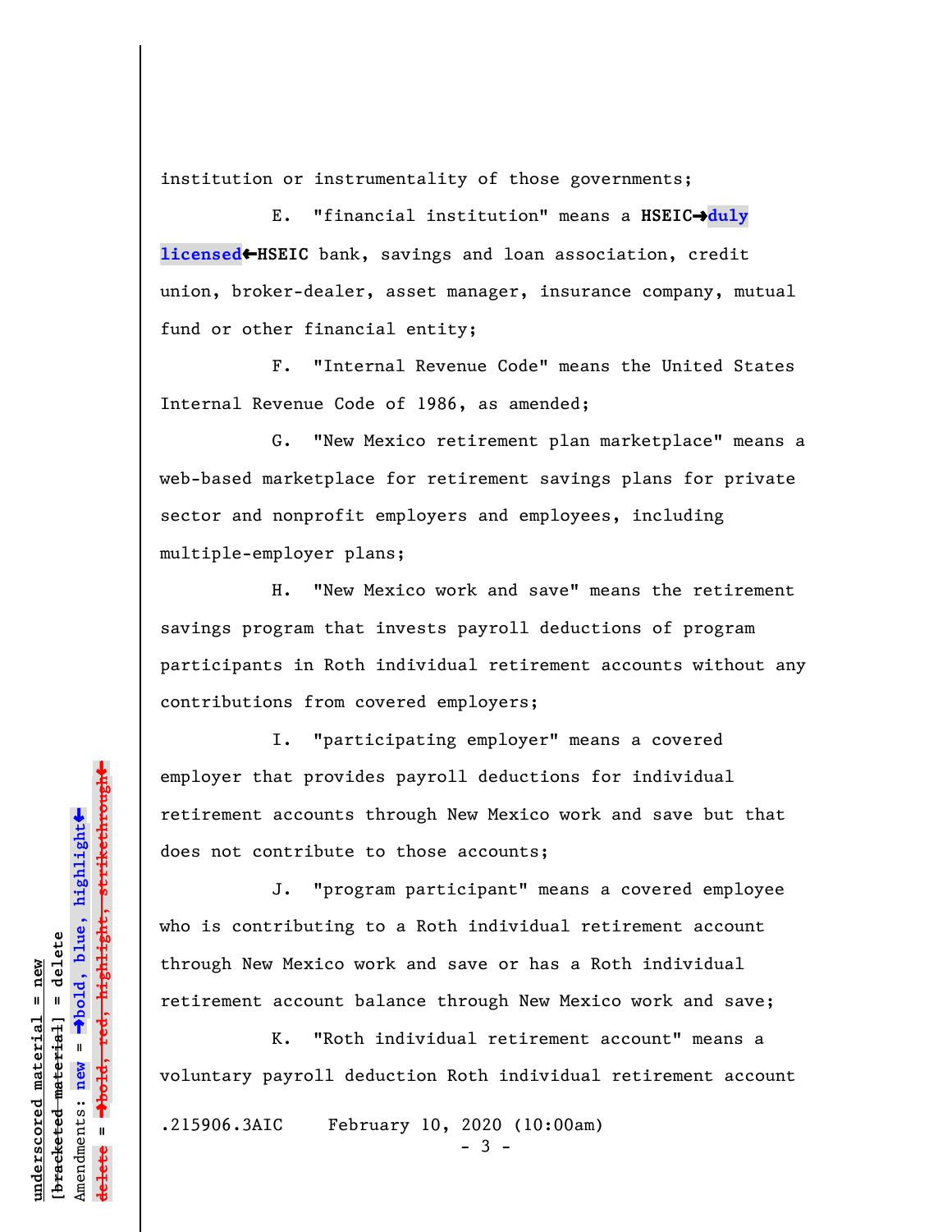institution or instrumentality of those governments;

E. "financial institution" means a HSEIC→**duly licensed**←HSEIC bank, savings and loan association, credit union, broker-dealer, asset manager, insurance company, mutual fund or other financial entity;

F. "Internal Revenue Code" means the United States Internal Revenue Code of 1986, as amended;

G. "New Mexico retirement plan marketplace" means a web-based marketplace for retirement savings plans for private sector and nonprofit employers and employees, including multiple-employer plans;

H. "New Mexico work and save" means the retirement savings program that invests payroll deductions of program participants in Roth individual retirement accounts without any contributions from covered employers;

I. "participating employer" means a covered employer that provides payroll deductions for individual retirement accounts through New Mexico work and save but that does not contribute to those accounts;

J. "program participant" means a covered employee who is contributing to a Roth individual retirement account through New Mexico work and save or has a Roth individual retirement account balance through New Mexico work and save;

K. "Roth individual retirement account" means a voluntary payroll deduction Roth individual retirement account

.215906.3AIC February 10, 2020 (10:00am)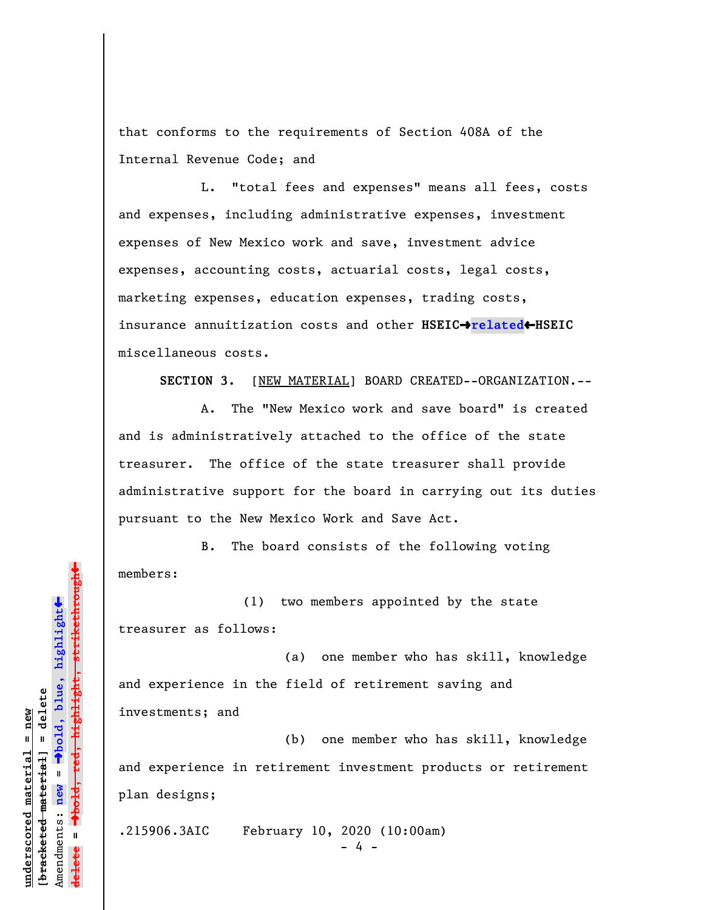that conforms to the requirements of Section 408A of the Internal Revenue Code; and

L. "total fees and expenses" means all fees, costs and expenses, including administrative expenses, investment expenses of New Mexico work and save, investment advice expenses, accounting costs, actuarial costs, legal costs, marketing expenses, education expenses, trading costs, insurance annuitization costs and other **HSEIC➔related←HSEIC** miscellaneous costs.

**SECTION 3.** [NEW MATERIAL] BOARD CREATED--ORGANIZATION.--

A. The "New Mexico work and save board" is created and is administratively attached to the office of the state treasurer. The office of the state treasurer shall provide administrative support for the board in carrying out its duties pursuant to the New Mexico Work and Save Act.

B. The board consists of the following voting members:

(1) two members appointed by the state treasurer as follows:

(a) one member who has skill, knowledge and experience in the field of retirement saving and investments; and

(b) one member who has skill, knowledge and experience in retirement investment products or retirement plan designs;

.215906.3AIC February 10, 2020 (10:00am)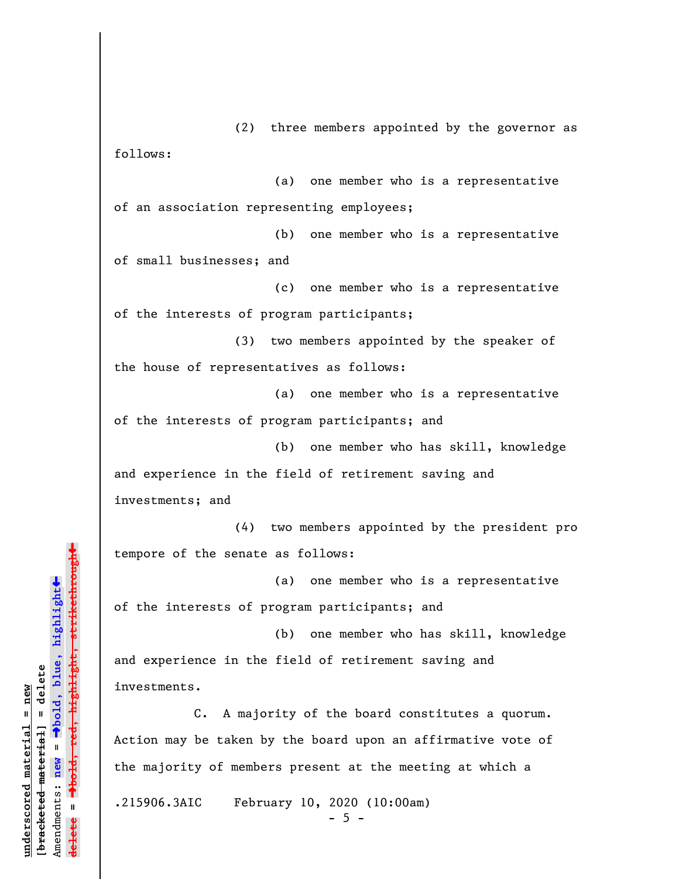(2) three members appointed by the governor as follows:

(a) one member who is a representative of an association representing employees;

(b) one member who is a representative of small businesses; and

(c) one member who is a representative of the interests of program participants;

(3) two members appointed by the speaker of the house of representatives as follows:

(a) one member who is a representative of the interests of program participants; and

(b) one member who has skill, knowledge and experience in the field of retirement saving and investments; and

(4) two members appointed by the president pro tempore of the senate as follows:

(a) one member who is a representative of the interests of program participants; and

(b) one member who has skill, knowledge and experience in the field of retirement saving and investments.

C. A majority of the board constitutes a quorum. Action may be taken by the board upon an affirmative vote of the majority of members present at the meeting at which a

.215906.3AIC February 10, 2020 (10:00am)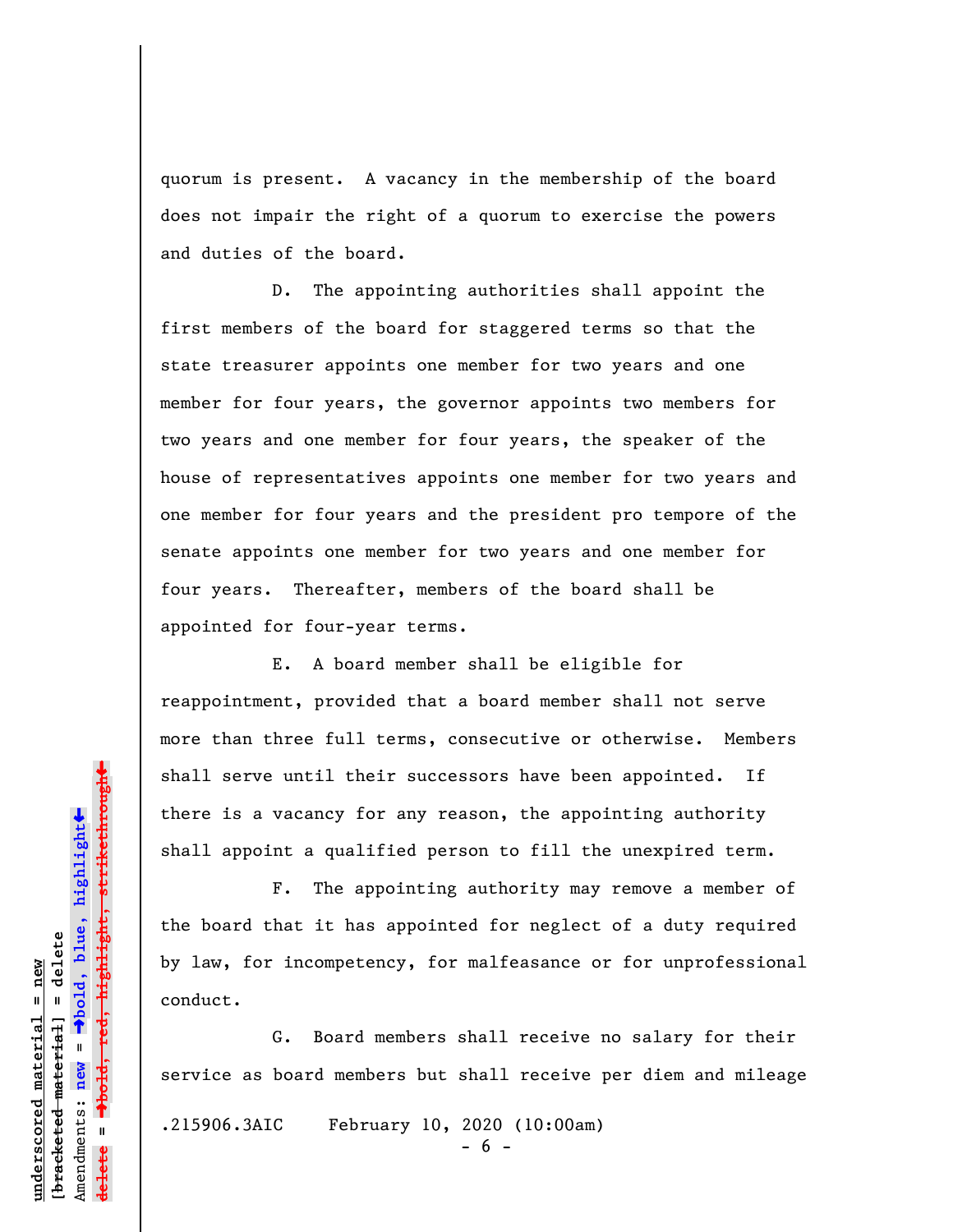quorum is present. A vacancy in the membership of the board does not impair the right of a quorum to exercise the powers and duties of the board.

D. The appointing authorities shall appoint the first members of the board for staggered terms so that the state treasurer appoints one member for two years and one member for four years, the governor appoints two members for two years and one member for four years, the speaker of the house of representatives appoints one member for two years and one member for four years and the president pro tempore of the senate appoints one member for two years and one member for four years. Thereafter, members of the board shall be appointed for four-year terms.

E. A board member shall be eligible for reappointment, provided that a board member shall not serve more than three full terms, consecutive or otherwise. Members shall serve until their successors have been appointed. If there is a vacancy for any reason, the appointing authority shall appoint a qualified person to fill the unexpired term.

F. The appointing authority may remove a member of the board that it has appointed for neglect of a duty required by law, for incompetency, for malfeasance or for unprofessional conduct.

G. Board members shall receive no salary for their service as board members but shall receive per diem and mileage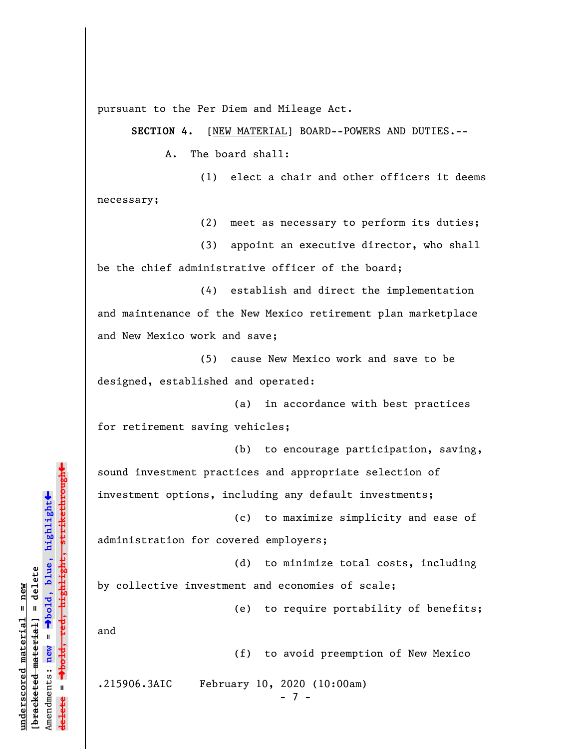pursuant to the Per Diem and Mileage Act.

**SECTION 4.** [NEW MATERIAL] BOARD--POWERS AND DUTIES.--

A. The board shall:

(1) elect a chair and other officers it deems necessary;

(2) meet as necessary to perform its duties;

(3) appoint an executive director, who shall be the chief administrative officer of the board;

(4) establish and direct the implementation and maintenance of the New Mexico retirement plan marketplace and New Mexico work and save;

(5) cause New Mexico work and save to be designed, established and operated:

(a) in accordance with best practices for retirement saving vehicles;

(b) to encourage participation, saving, sound investment practices and appropriate selection of investment options, including any default investments;

(c) to maximize simplicity and ease of administration for covered employers;

(d) to minimize total costs, including by collective investment and economies of scale;

(e) to require portability of benefits; and

(f) to avoid preemption of New Mexico

.215906.3AIC February 10, 2020 (10:00am)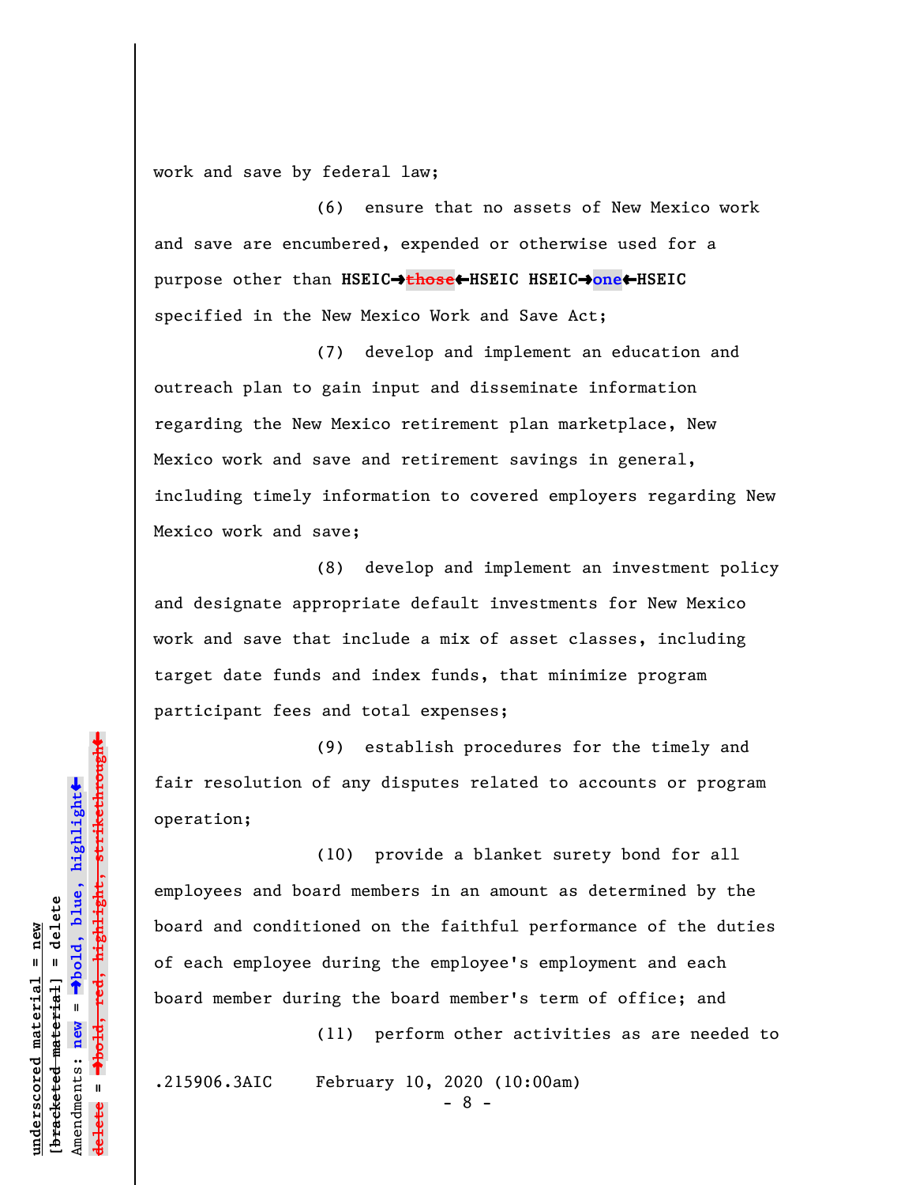work and save by federal law;

(6) ensure that no assets of New Mexico work and save are encumbered, expended or otherwise used for a purpose other than **HSEIC→~~those~~←HSEIC HSEIC→one←HSEIC** specified in the New Mexico Work and Save Act;

(7) develop and implement an education and outreach plan to gain input and disseminate information regarding the New Mexico retirement plan marketplace, New Mexico work and save and retirement savings in general, including timely information to covered employers regarding New Mexico work and save;

(8) develop and implement an investment policy and designate appropriate default investments for New Mexico work and save that include a mix of asset classes, including target date funds and index funds, that minimize program participant fees and total expenses;

(9) establish procedures for the timely and fair resolution of any disputes related to accounts or program operation;

(10) provide a blanket surety bond for all employees and board members in an amount as determined by the board and conditioned on the faithful performance of the duties of each employee during the employee's employment and each board member during the board member's term of office; and

(11) perform other activities as are needed to

.215906.3AIC February 10, 2020 (10:00am)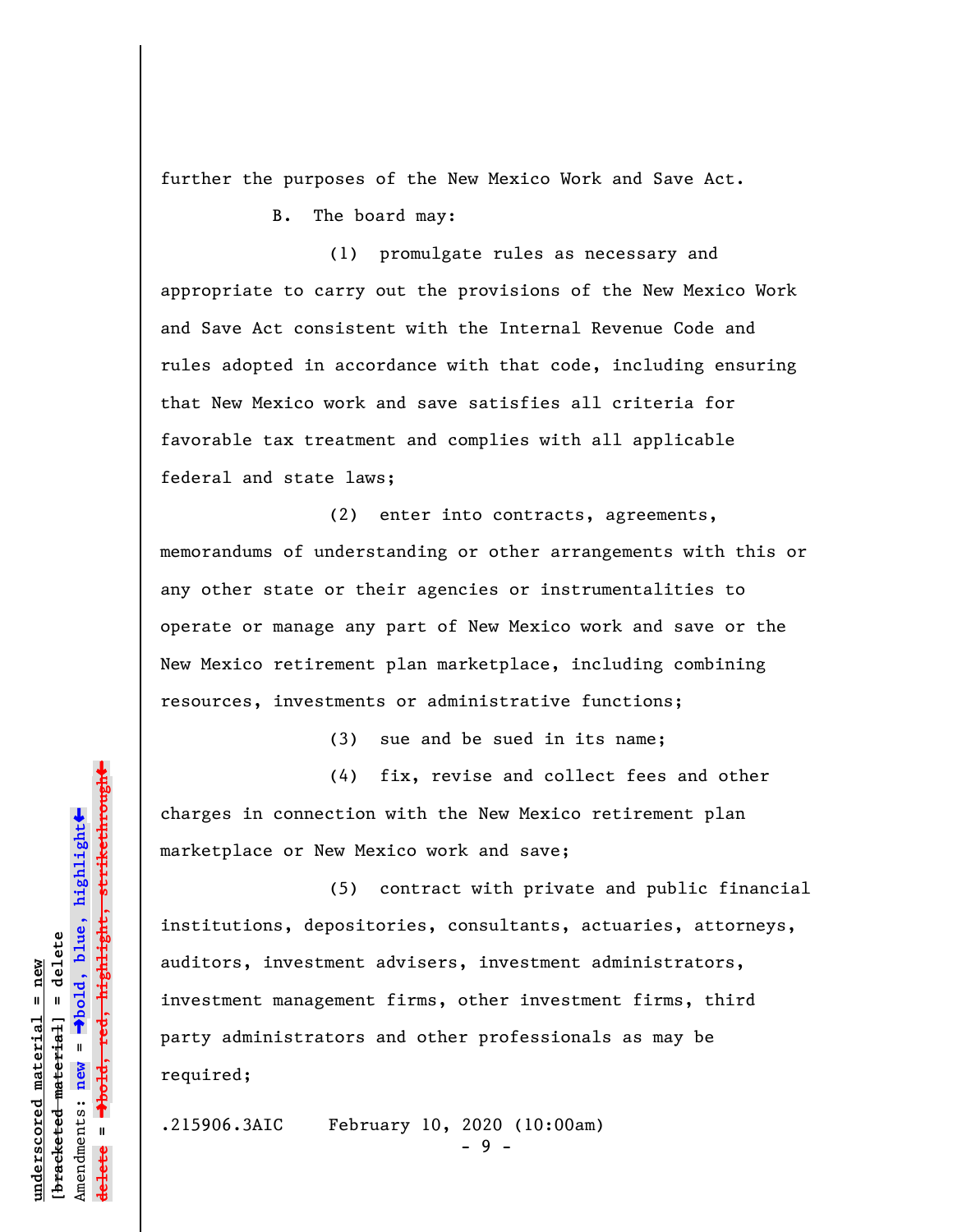further the purposes of the New Mexico Work and Save Act.

B. The board may:

(1) promulgate rules as necessary and appropriate to carry out the provisions of the New Mexico Work and Save Act consistent with the Internal Revenue Code and rules adopted in accordance with that code, including ensuring that New Mexico work and save satisfies all criteria for favorable tax treatment and complies with all applicable federal and state laws;

(2) enter into contracts, agreements, memorandums of understanding or other arrangements with this or any other state or their agencies or instrumentalities to operate or manage any part of New Mexico work and save or the New Mexico retirement plan marketplace, including combining resources, investments or administrative functions;

(3) sue and be sued in its name;

(4) fix, revise and collect fees and other charges in connection with the New Mexico retirement plan marketplace or New Mexico work and save;

(5) contract with private and public financial institutions, depositories, consultants, actuaries, attorneys, auditors, investment advisers, investment administrators, investment management firms, other investment firms, third party administrators and other professionals as may be required;

.215906.3AIC February 10, 2020 (10:00am)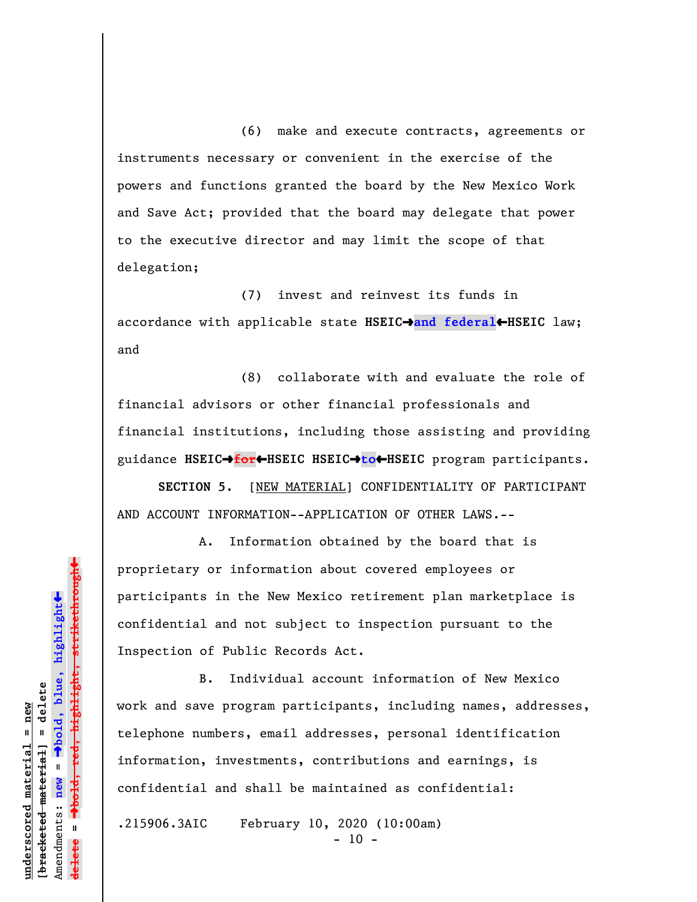(6) make and execute contracts, agreements or instruments necessary or convenient in the exercise of the powers and functions granted the board by the New Mexico Work and Save Act; provided that the board may delegate that power to the executive director and may limit the scope of that delegation;

(7) invest and reinvest its funds in accordance with applicable state **HSEIC➔and federal←HSEIC** law; and

(8) collaborate with and evaluate the role of financial advisors or other financial professionals and financial institutions, including those assisting and providing guidance **HSEIC➔~~for~~←HSEIC HSEIC➔to←HSEIC** program participants.

**SECTION 5.** [NEW MATERIAL] CONFIDENTIALITY OF PARTICIPANT AND ACCOUNT INFORMATION--APPLICATION OF OTHER LAWS.--

A. Information obtained by the board that is proprietary or information about covered employees or participants in the New Mexico retirement plan marketplace is confidential and not subject to inspection pursuant to the Inspection of Public Records Act.

B. Individual account information of New Mexico work and save program participants, including names, addresses, telephone numbers, email addresses, personal identification information, investments, contributions and earnings, is confidential and shall be maintained as confidential:

.215906.3AIC February 10, 2020 (10:00am)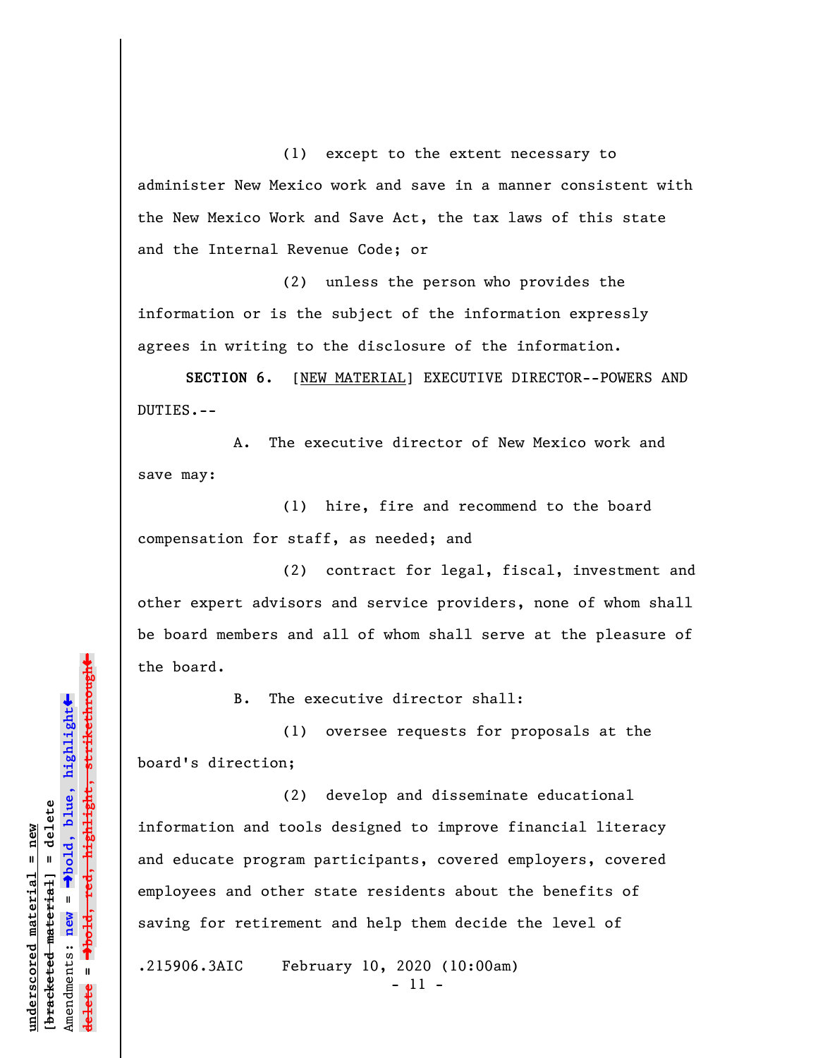(1) except to the extent necessary to administer New Mexico work and save in a manner consistent with the New Mexico Work and Save Act, the tax laws of this state and the Internal Revenue Code; or

(2) unless the person who provides the information or is the subject of the information expressly agrees in writing to the disclosure of the information.

**SECTION 6.** [NEW MATERIAL] EXECUTIVE DIRECTOR--POWERS AND DUTIES.--

A. The executive director of New Mexico work and save may:

(1) hire, fire and recommend to the board compensation for staff, as needed; and

(2) contract for legal, fiscal, investment and other expert advisors and service providers, none of whom shall be board members and all of whom shall serve at the pleasure of the board.

B. The executive director shall:

(1) oversee requests for proposals at the board's direction;

(2) develop and disseminate educational information and tools designed to improve financial literacy and educate program participants, covered employers, covered employees and other state residents about the benefits of saving for retirement and help them decide the level of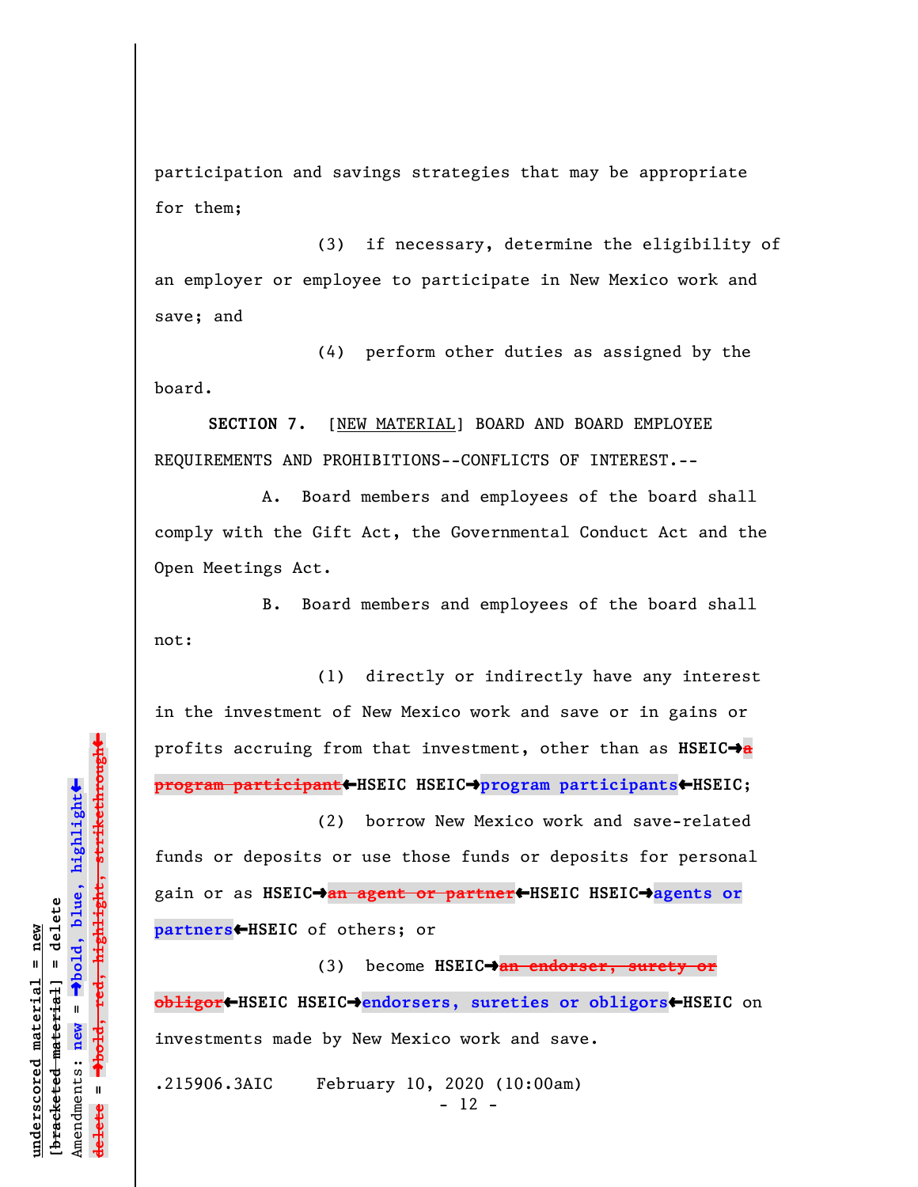participation and savings strategies that may be appropriate for them;

(3) if necessary, determine the eligibility of an employer or employee to participate in New Mexico work and save; and

(4) perform other duties as assigned by the board.

**SECTION 7.** [NEW MATERIAL] BOARD AND BOARD EMPLOYEE REQUIREMENTS AND PROHIBITIONS--CONFLICTS OF INTEREST.--

A. Board members and employees of the board shall comply with the Gift Act, the Governmental Conduct Act and the Open Meetings Act.

B. Board members and employees of the board shall not:

(1) directly or indirectly have any interest in the investment of New Mexico work and save or in gains or profits accruing from that investment, other than as **HSEIC➔**~~**a program participant**~~**←HSEIC HSEIC➔program participants←HSEIC**;

(2) borrow New Mexico work and save-related funds or deposits or use those funds or deposits for personal gain or as **HSEIC➔**~~**an agent or partner**~~**←HSEIC HSEIC➔agents or partners←HSEIC** of others; or

(3) become **HSEIC➔**~~**an endorser, surety or obligor**~~**←HSEIC HSEIC➔endorsers, sureties or obligors←HSEIC** on investments made by New Mexico work and save.

.215906.3AIC February 10, 2020 (10:00am)

underscored material = new
[bracketed material] = delete
Amendments: new = ➔bold, blue, highlight←
delete = ➔bold, red, highlight, strikethrough←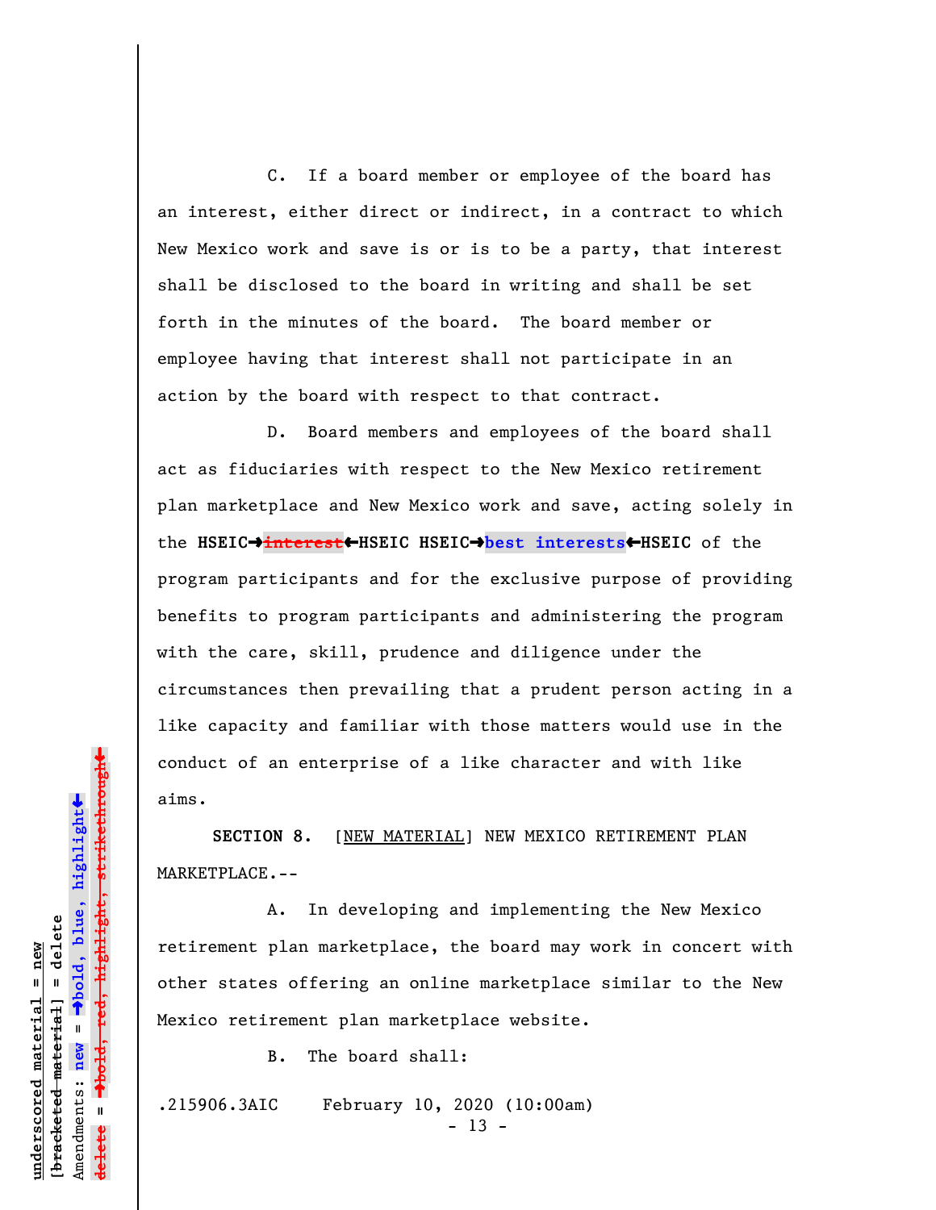C. If a board member or employee of the board has an interest, either direct or indirect, in a contract to which New Mexico work and save is or is to be a party, that interest shall be disclosed to the board in writing and shall be set forth in the minutes of the board. The board member or employee having that interest shall not participate in an action by the board with respect to that contract.

D. Board members and employees of the board shall act as fiduciaries with respect to the New Mexico retirement plan marketplace and New Mexico work and save, acting solely in the **HSEIC→~~interest~~←HSEIC HSEIC→best interests←HSEIC** of the program participants and for the exclusive purpose of providing benefits to program participants and administering the program with the care, skill, prudence and diligence under the circumstances then prevailing that a prudent person acting in a like capacity and familiar with those matters would use in the conduct of an enterprise of a like character and with like aims.

**SECTION 8.** [NEW MATERIAL] NEW MEXICO RETIREMENT PLAN MARKETPLACE.--

A. In developing and implementing the New Mexico retirement plan marketplace, the board may work in concert with other states offering an online marketplace similar to the New Mexico retirement plan marketplace website.

B. The board shall:

.215906.3AIC February 10, 2020 (10:00am)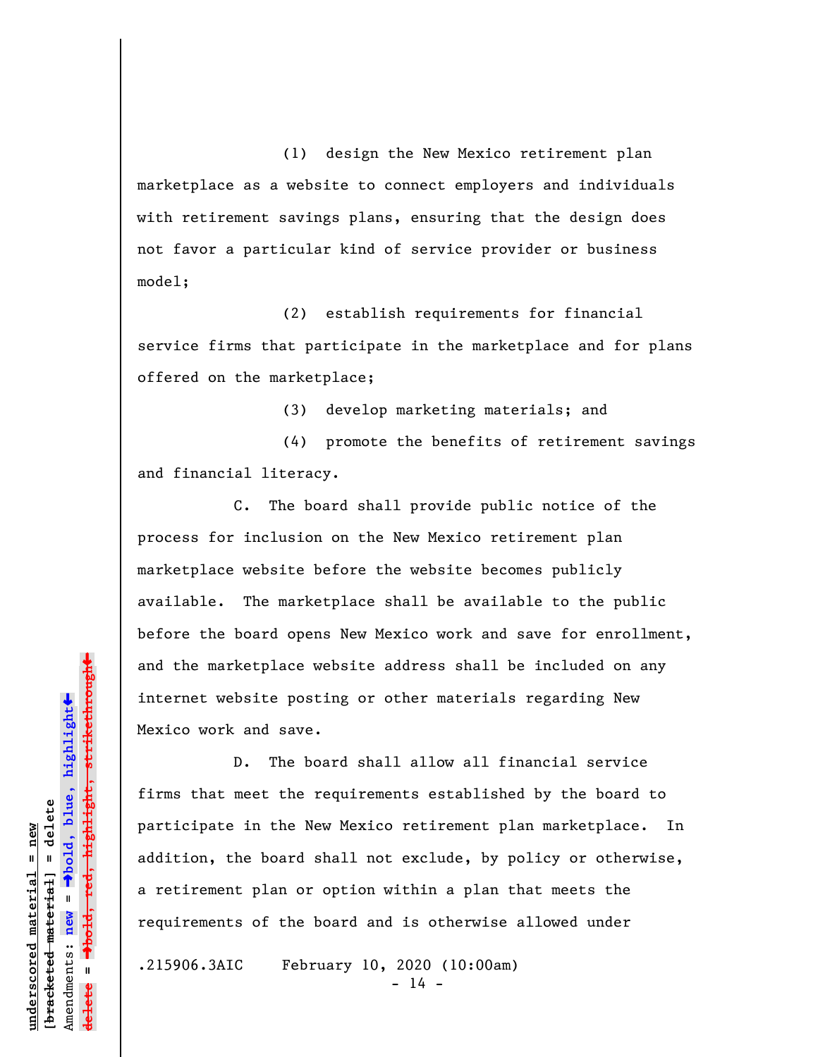(1) design the New Mexico retirement plan marketplace as a website to connect employers and individuals with retirement savings plans, ensuring that the design does not favor a particular kind of service provider or business model;

(2) establish requirements for financial service firms that participate in the marketplace and for plans offered on the marketplace;

(3) develop marketing materials; and

(4) promote the benefits of retirement savings and financial literacy.

C. The board shall provide public notice of the process for inclusion on the New Mexico retirement plan marketplace website before the website becomes publicly available. The marketplace shall be available to the public before the board opens New Mexico work and save for enrollment, and the marketplace website address shall be included on any internet website posting or other materials regarding New Mexico work and save.

D. The board shall allow all financial service firms that meet the requirements established by the board to participate in the New Mexico retirement plan marketplace. In addition, the board shall not exclude, by policy or otherwise, a retirement plan or option within a plan that meets the requirements of the board and is otherwise allowed under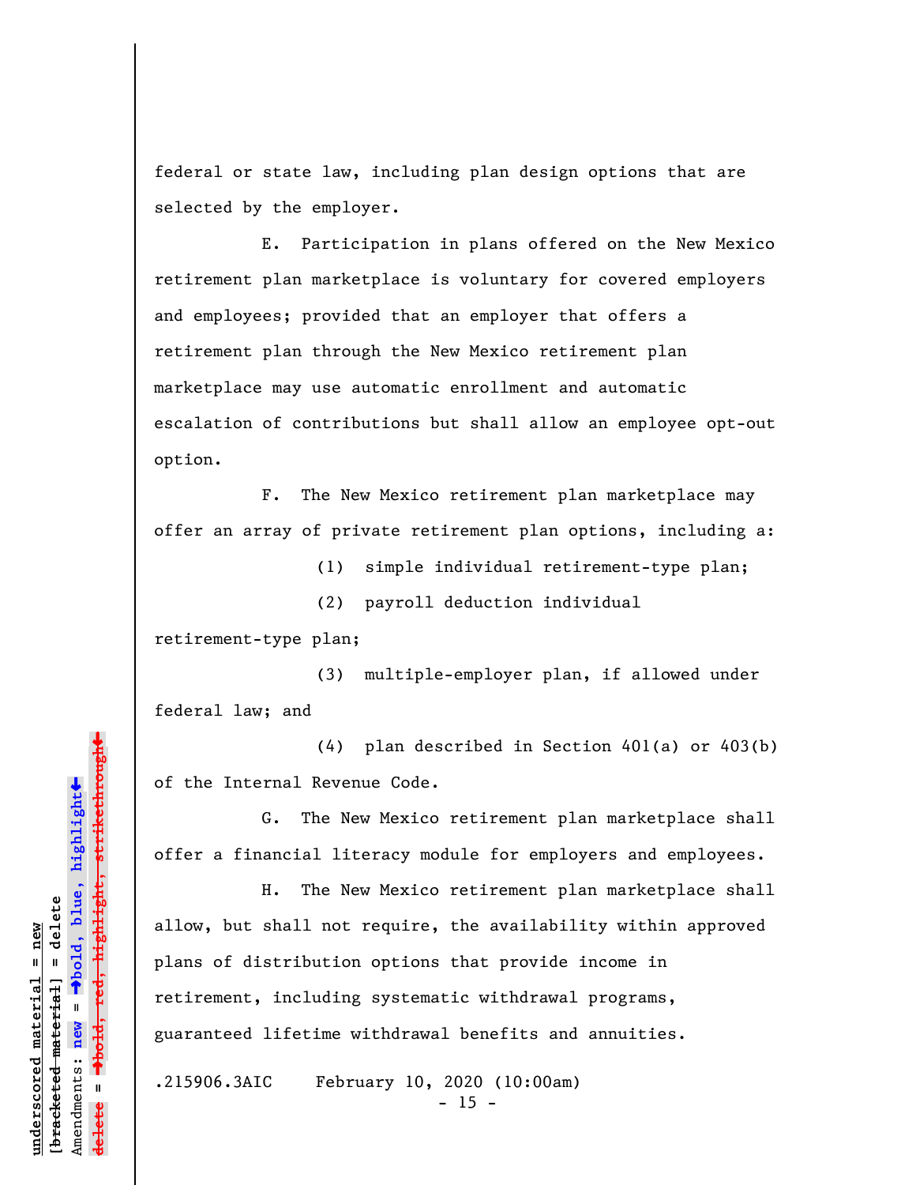federal or state law, including plan design options that are selected by the employer.

E. Participation in plans offered on the New Mexico retirement plan marketplace is voluntary for covered employers and employees; provided that an employer that offers a retirement plan through the New Mexico retirement plan marketplace may use automatic enrollment and automatic escalation of contributions but shall allow an employee opt-out option.

F. The New Mexico retirement plan marketplace may offer an array of private retirement plan options, including a:

(1) simple individual retirement-type plan;

(2) payroll deduction individual retirement-type plan;

(3) multiple-employer plan, if allowed under federal law; and

(4) plan described in Section 401(a) or 403(b) of the Internal Revenue Code.

G. The New Mexico retirement plan marketplace shall offer a financial literacy module for employers and employees.

H. The New Mexico retirement plan marketplace shall allow, but shall not require, the availability within approved plans of distribution options that provide income in retirement, including systematic withdrawal programs, guaranteed lifetime withdrawal benefits and annuities.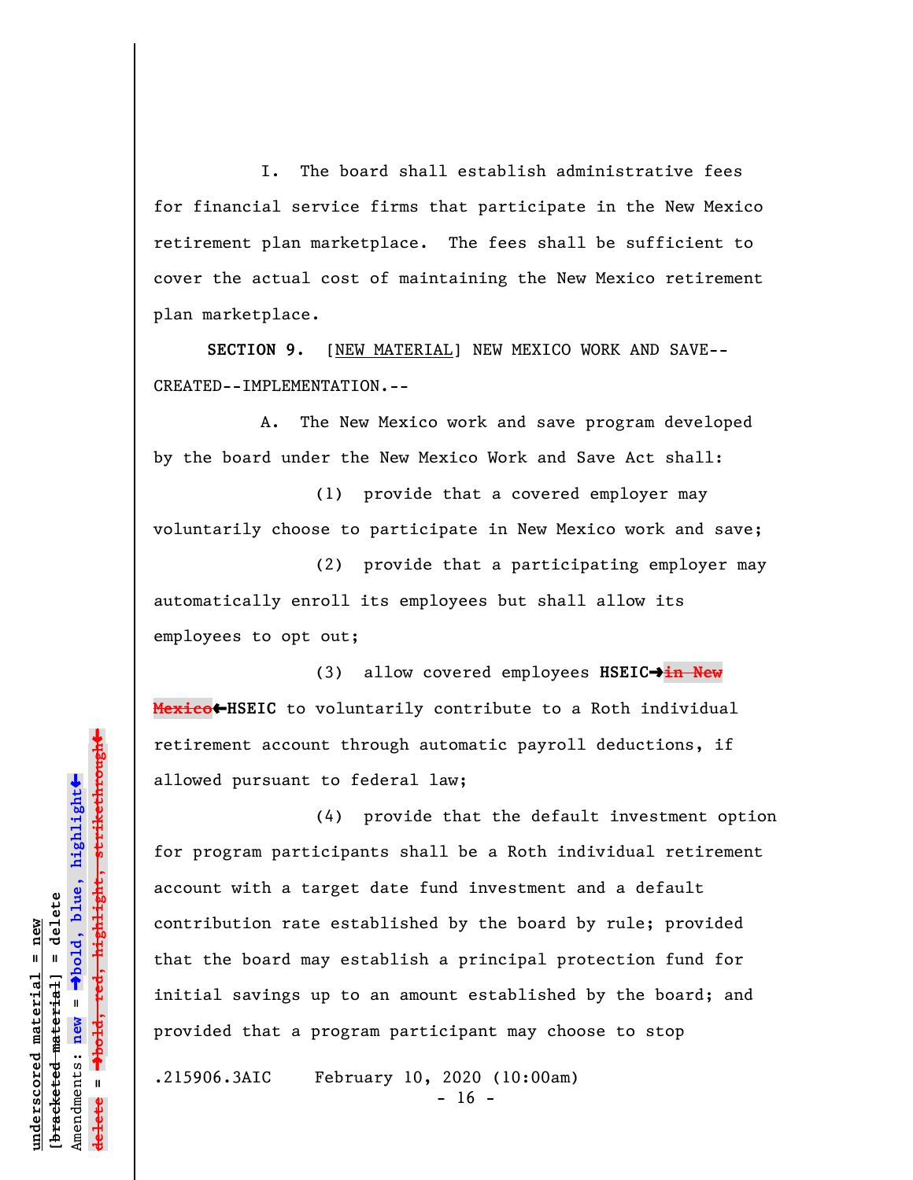I. The board shall establish administrative fees for financial service firms that participate in the New Mexico retirement plan marketplace. The fees shall be sufficient to cover the actual cost of maintaining the New Mexico retirement plan marketplace.

**SECTION 9.** [NEW MATERIAL] NEW MEXICO WORK AND SAVE--CREATED--IMPLEMENTATION.--

A. The New Mexico work and save program developed by the board under the New Mexico Work and Save Act shall:

(1) provide that a covered employer may voluntarily choose to participate in New Mexico work and save;

(2) provide that a participating employer may automatically enroll its employees but shall allow its employees to opt out;

(3) allow covered employees **HSEIC→**~~in New Mexico~~**←HSEIC** to voluntarily contribute to a Roth individual retirement account through automatic payroll deductions, if allowed pursuant to federal law;

(4) provide that the default investment option for program participants shall be a Roth individual retirement account with a target date fund investment and a default contribution rate established by the board by rule; provided that the board may establish a principal protection fund for initial savings up to an amount established by the board; and provided that a program participant may choose to stop

.215906.3AIC February 10, 2020 (10:00am)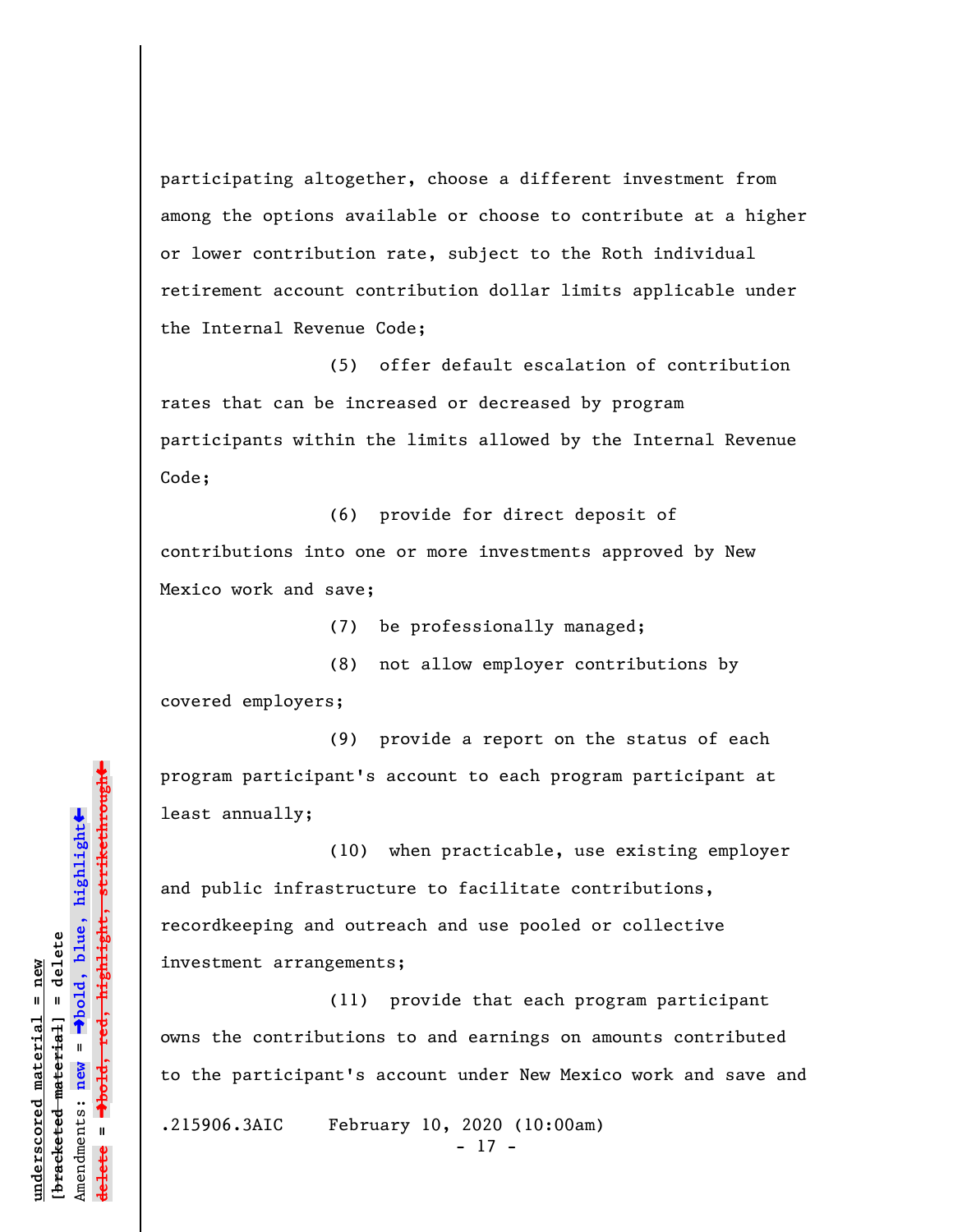participating altogether, choose a different investment from among the options available or choose to contribute at a higher or lower contribution rate, subject to the Roth individual retirement account contribution dollar limits applicable under the Internal Revenue Code;

(5) offer default escalation of contribution rates that can be increased or decreased by program participants within the limits allowed by the Internal Revenue Code;

(6) provide for direct deposit of contributions into one or more investments approved by New Mexico work and save;

(7) be professionally managed;

(8) not allow employer contributions by covered employers;

(9) provide a report on the status of each program participant's account to each program participant at least annually;

(10) when practicable, use existing employer and public infrastructure to facilitate contributions, recordkeeping and outreach and use pooled or collective investment arrangements;

(11) provide that each program participant owns the contributions to and earnings on amounts contributed to the participant's account under New Mexico work and save and

.215906.3AIC February 10, 2020 (10:00am)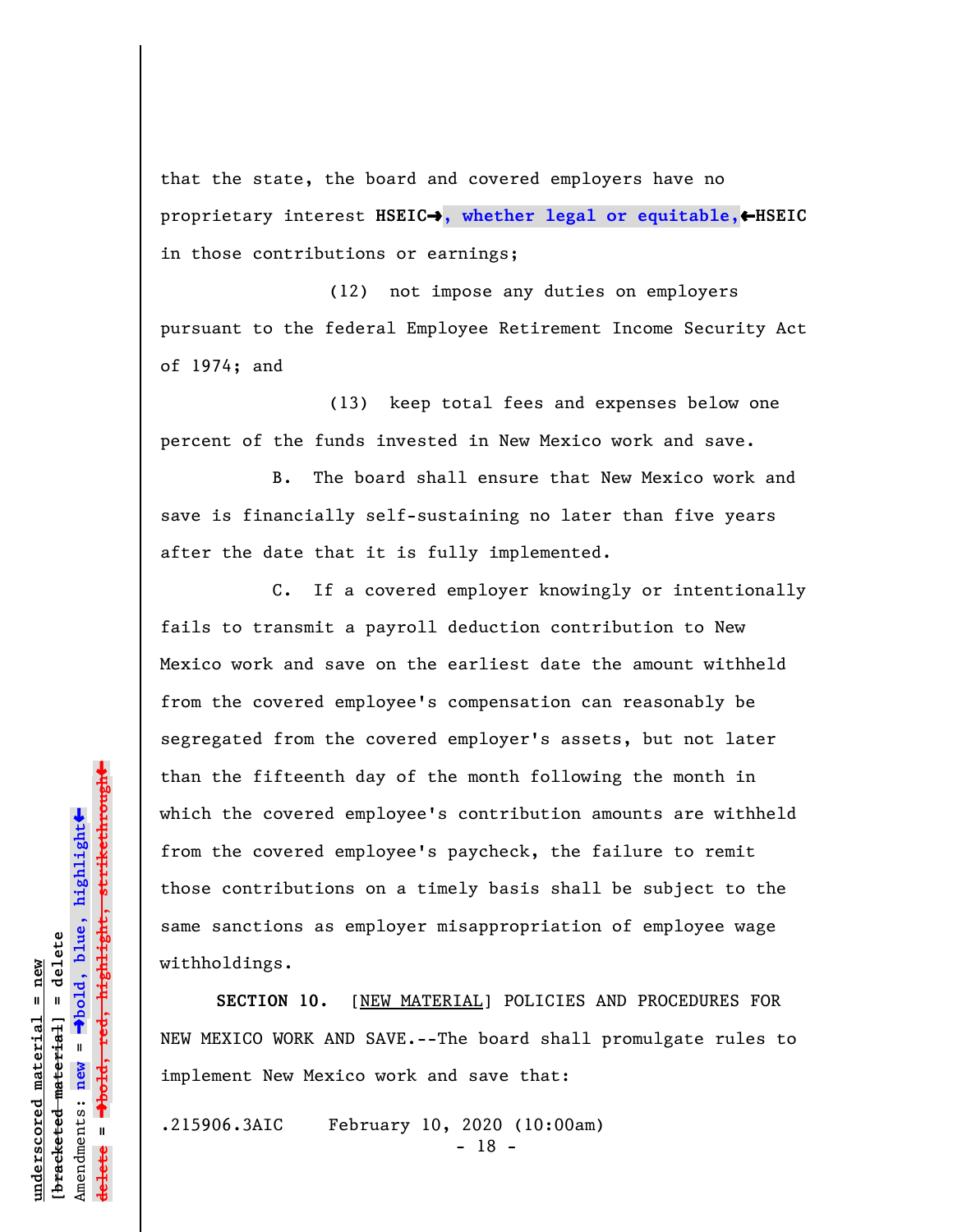that the state, the board and covered employers have no proprietary interest **HSEIC→**, **whether legal or equitable,**←**HSEIC** in those contributions or earnings;

(12) not impose any duties on employers pursuant to the federal Employee Retirement Income Security Act of 1974; and

(13) keep total fees and expenses below one percent of the funds invested in New Mexico work and save.

B. The board shall ensure that New Mexico work and save is financially self-sustaining no later than five years after the date that it is fully implemented.

C. If a covered employer knowingly or intentionally fails to transmit a payroll deduction contribution to New Mexico work and save on the earliest date the amount withheld from the covered employee's compensation can reasonably be segregated from the covered employer's assets, but not later than the fifteenth day of the month following the month in which the covered employee's contribution amounts are withheld from the covered employee's paycheck, the failure to remit those contributions on a timely basis shall be subject to the same sanctions as employer misappropriation of employee wage withholdings.

**SECTION 10.** [NEW MATERIAL] POLICIES AND PROCEDURES FOR NEW MEXICO WORK AND SAVE.--The board shall promulgate rules to implement New Mexico work and save that:

.215906.3AIC February 10, 2020 (10:00am)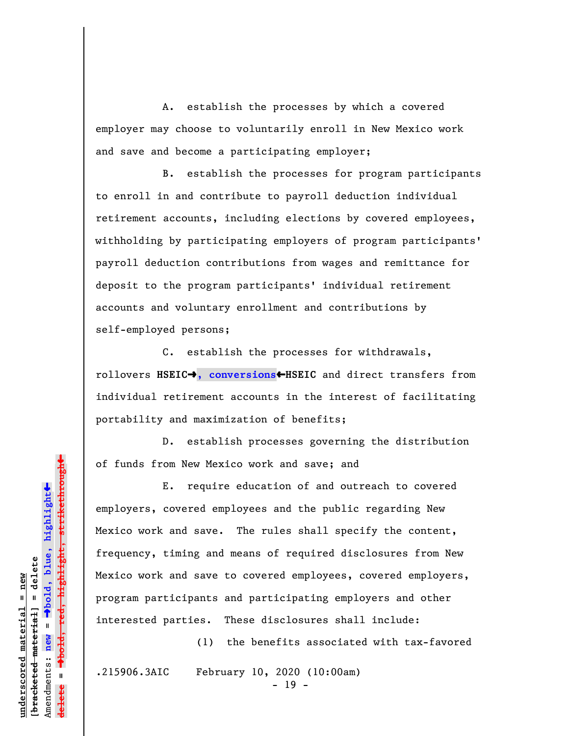A. establish the processes by which a covered employer may choose to voluntarily enroll in New Mexico work and save and become a participating employer;

B. establish the processes for program participants to enroll in and contribute to payroll deduction individual retirement accounts, including elections by covered employees, withholding by participating employers of program participants' payroll deduction contributions from wages and remittance for deposit to the program participants' individual retirement accounts and voluntary enrollment and contributions by self-employed persons;

C. establish the processes for withdrawals, rollovers **HSEIC→, conversions←HSEIC** and direct transfers from individual retirement accounts in the interest of facilitating portability and maximization of benefits;

D. establish processes governing the distribution of funds from New Mexico work and save; and

E. require education of and outreach to covered employers, covered employees and the public regarding New Mexico work and save. The rules shall specify the content, frequency, timing and means of required disclosures from New Mexico work and save to covered employees, covered employers, program participants and participating employers and other interested parties. These disclosures shall include:

(1) the benefits associated with tax-favored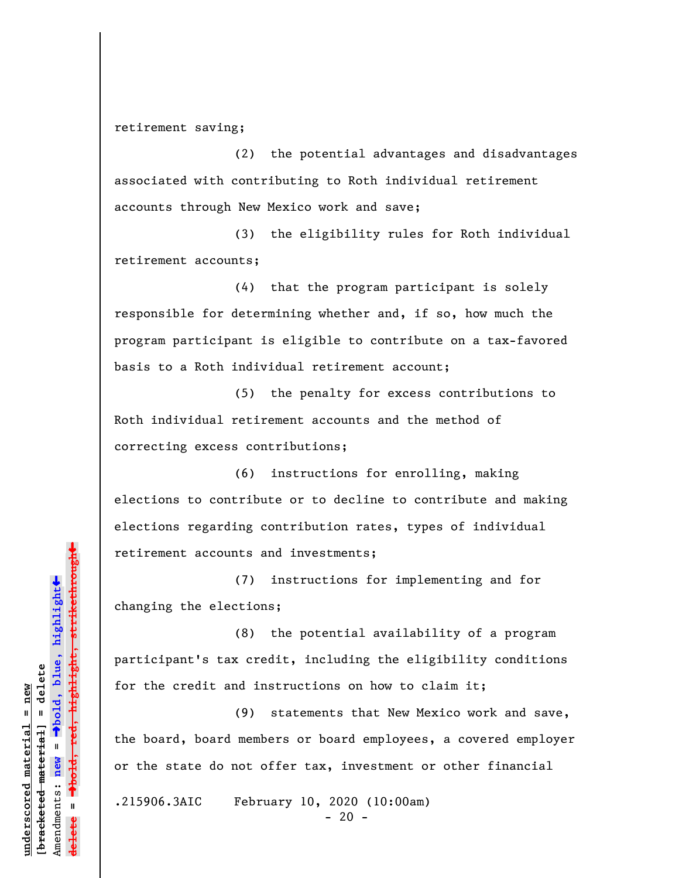retirement saving;

(2) the potential advantages and disadvantages associated with contributing to Roth individual retirement accounts through New Mexico work and save;

(3) the eligibility rules for Roth individual retirement accounts;

(4) that the program participant is solely responsible for determining whether and, if so, how much the program participant is eligible to contribute on a tax-favored basis to a Roth individual retirement account;

(5) the penalty for excess contributions to Roth individual retirement accounts and the method of correcting excess contributions;

(6) instructions for enrolling, making elections to contribute or to decline to contribute and making elections regarding contribution rates, types of individual retirement accounts and investments;

(7) instructions for implementing and for changing the elections;

(8) the potential availability of a program participant's tax credit, including the eligibility conditions for the credit and instructions on how to claim it;

(9) statements that New Mexico work and save, the board, board members or board employees, a covered employer or the state do not offer tax, investment or other financial

.215906.3AIC February 10, 2020 (10:00am)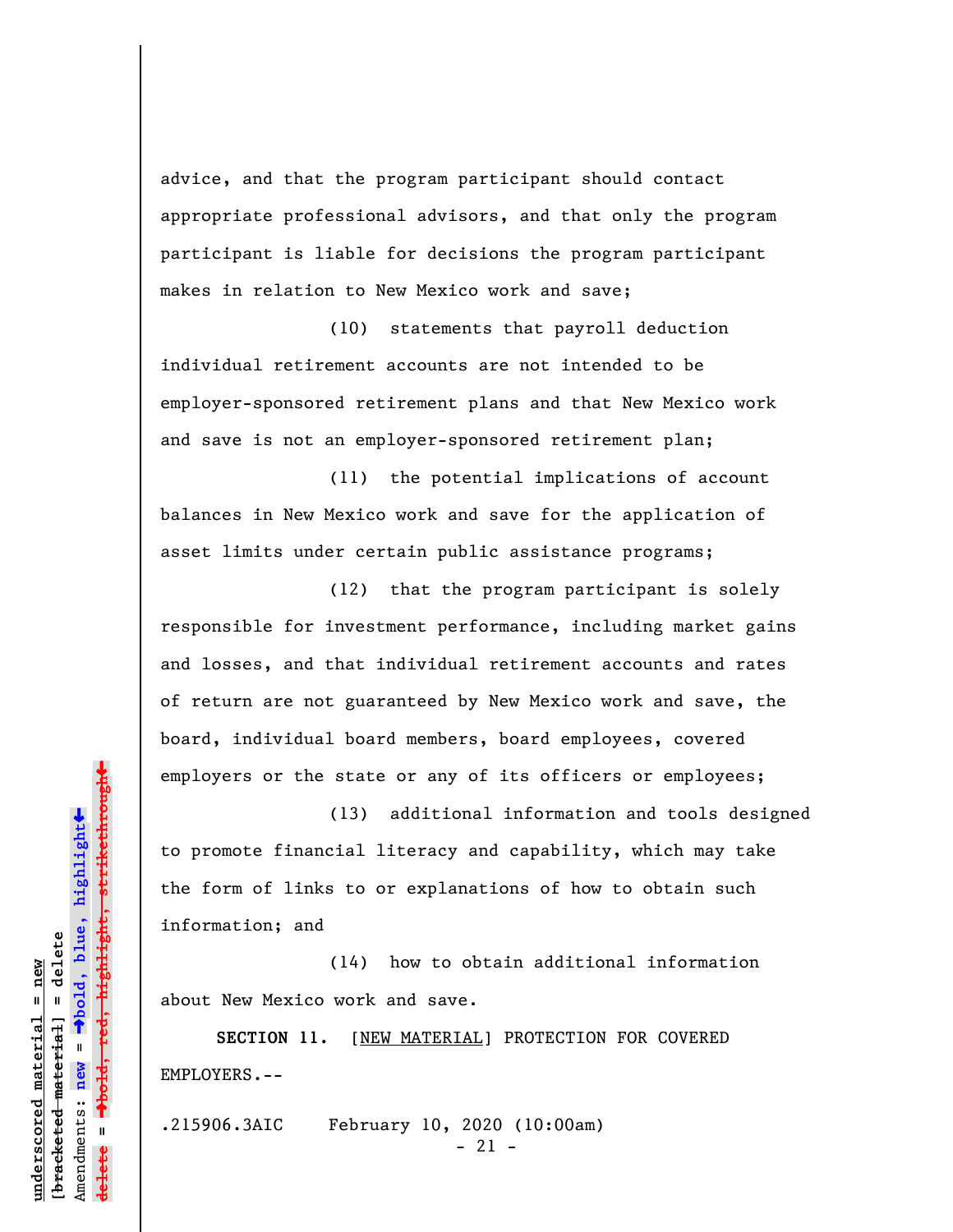advice, and that the program participant should contact appropriate professional advisors, and that only the program participant is liable for decisions the program participant makes in relation to New Mexico work and save;

(10) statements that payroll deduction individual retirement accounts are not intended to be employer-sponsored retirement plans and that New Mexico work and save is not an employer-sponsored retirement plan;

(11) the potential implications of account balances in New Mexico work and save for the application of asset limits under certain public assistance programs;

(12) that the program participant is solely responsible for investment performance, including market gains and losses, and that individual retirement accounts and rates of return are not guaranteed by New Mexico work and save, the board, individual board members, board employees, covered employers or the state or any of its officers or employees;

(13) additional information and tools designed to promote financial literacy and capability, which may take the form of links to or explanations of how to obtain such information; and

(14) how to obtain additional information about New Mexico work and save.

**SECTION 11.** [NEW MATERIAL] PROTECTION FOR COVERED EMPLOYERS.--

.215906.3AIC February 10, 2020 (10:00am)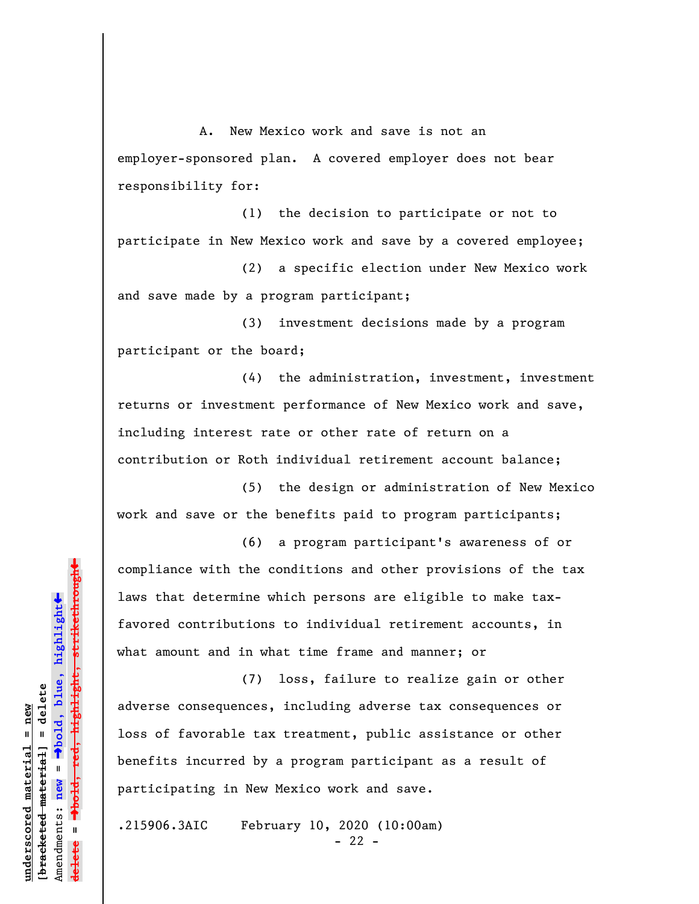A. New Mexico work and save is not an employer-sponsored plan. A covered employer does not bear responsibility for:

(1) the decision to participate or not to participate in New Mexico work and save by a covered employee;

(2) a specific election under New Mexico work and save made by a program participant;

(3) investment decisions made by a program participant or the board;

(4) the administration, investment, investment returns or investment performance of New Mexico work and save, including interest rate or other rate of return on a contribution or Roth individual retirement account balance;

(5) the design or administration of New Mexico work and save or the benefits paid to program participants;

(6) a program participant's awareness of or compliance with the conditions and other provisions of the tax laws that determine which persons are eligible to make tax-favored contributions to individual retirement accounts, in what amount and in what time frame and manner; or

(7) loss, failure to realize gain or other adverse consequences, including adverse tax consequences or loss of favorable tax treatment, public assistance or other benefits incurred by a program participant as a result of participating in New Mexico work and save.

.215906.3AIC February 10, 2020 (10:00am)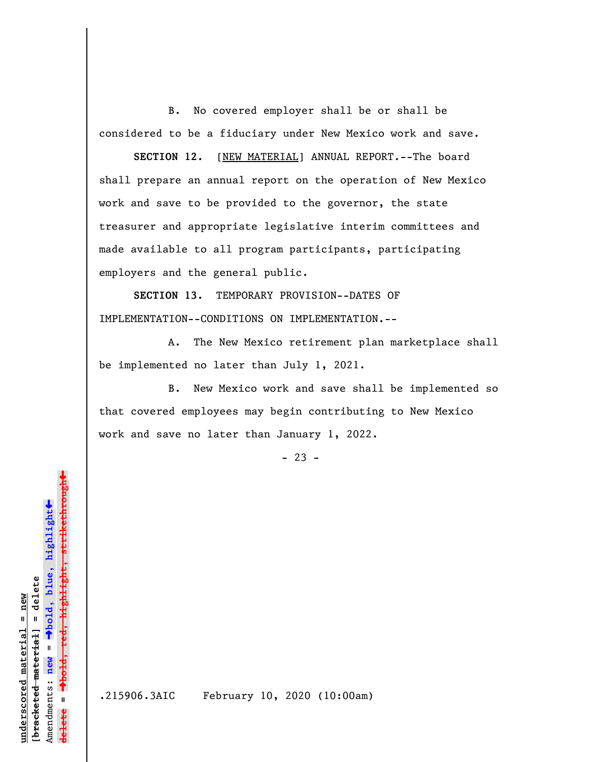B. No covered employer shall be or shall be considered to be a fiduciary under New Mexico work and save.

**SECTION 12.** [NEW MATERIAL] ANNUAL REPORT.--The board shall prepare an annual report on the operation of New Mexico work and save to be provided to the governor, the state treasurer and appropriate legislative interim committees and made available to all program participants, participating employers and the general public.

**SECTION 13.** TEMPORARY PROVISION--DATES OF IMPLEMENTATION--CONDITIONS ON IMPLEMENTATION.--

A. The New Mexico retirement plan marketplace shall be implemented no later than July 1, 2021.

B. New Mexico work and save shall be implemented so that covered employees may begin contributing to New Mexico work and save no later than January 1, 2022.

.215906.3AIC February 10, 2020 (10:00am)